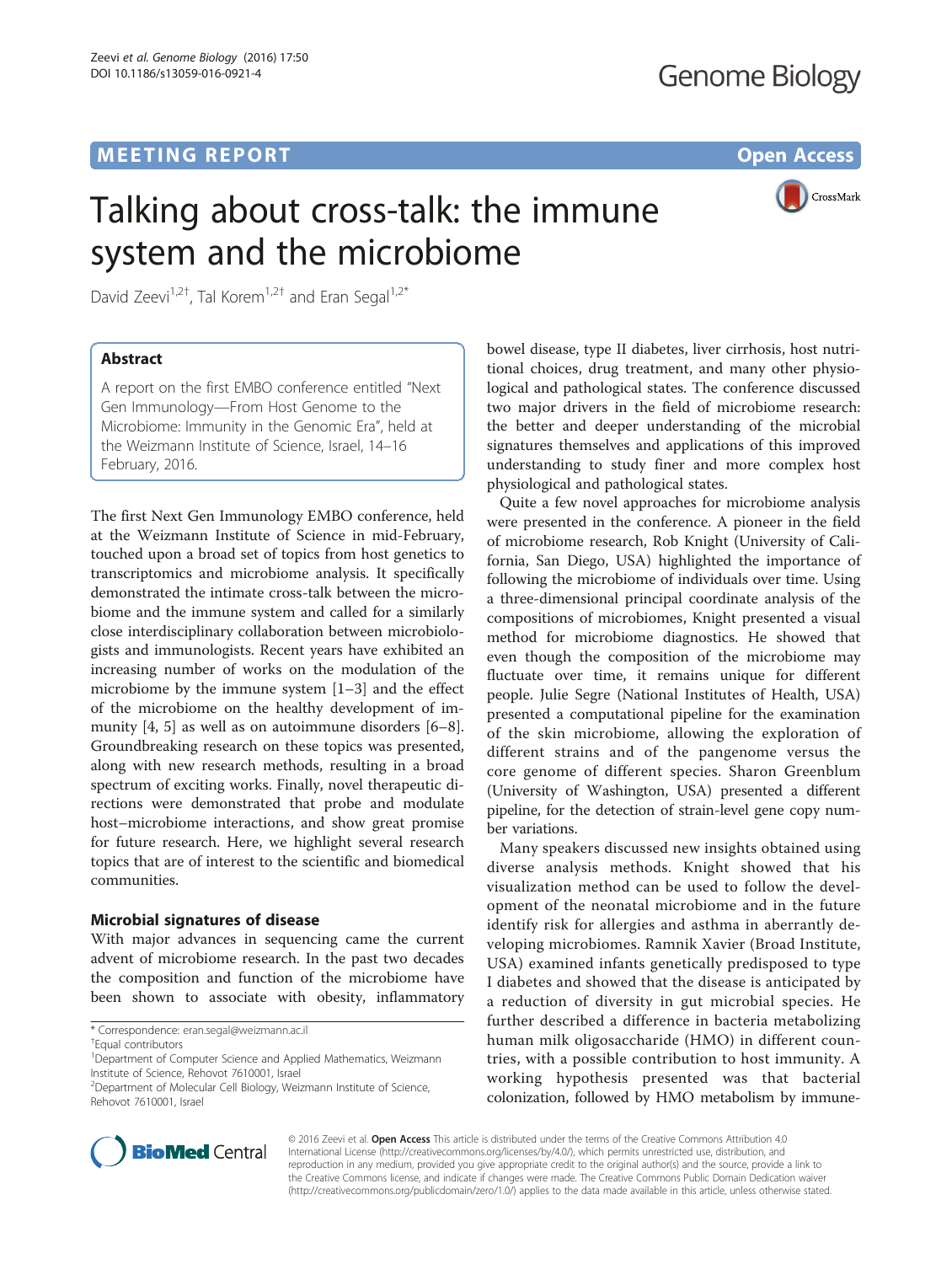# Talking about cross-talk: the immune system and the microbiome

David Zeevi[1,2†], Tal Korem[1,2†] and Eran Segal[1,2*]

## Abstract

A report on the first EMBO conference entitled "Next Gen Immunology—From Host Genome to the Microbiome: Immunity in the Genomic Era", held at the Weizmann Institute of Science, Israel, 14–16 February, 2016.

The first Next Gen Immunology EMBO conference, held at the Weizmann Institute of Science in mid-February, touched upon a broad set of topics from host genetics to transcriptomics and microbiome analysis. It specifically demonstrated the intimate cross-talk between the microbiome and the immune system and called for a similarly close interdisciplinary collaboration between microbiologists and immunologists. Recent years have exhibited an increasing number of works on the modulation of the microbiome by the immune system [1–3] and the effect of the microbiome on the healthy development of immunity [4, 5] as well as on autoimmune disorders [6–8]. Groundbreaking research on these topics was presented, along with new research methods, resulting in a broad spectrum of exciting works. Finally, novel therapeutic directions were demonstrated that probe and modulate host–microbiome interactions, and show great promise for future research. Here, we highlight several research topics that are of interest to the scientific and biomedical communities.

### Microbial signatures of disease

With major advances in sequencing came the current advent of microbiome research. In the past two decades the composition and function of the microbiome have been shown to associate with obesity, inflammatory bowel disease, type II diabetes, liver cirrhosis, host nutritional choices, drug treatment, and many other physiological and pathological states. The conference discussed two major drivers in the field of microbiome research: the better and deeper understanding of the microbial signatures themselves and applications of this improved understanding to study finer and more complex host physiological and pathological states.

Quite a few novel approaches for microbiome analysis were presented in the conference. A pioneer in the field of microbiome research, Rob Knight (University of California, San Diego, USA) highlighted the importance of following the microbiome of individuals over time. Using a three-dimensional principal coordinate analysis of the compositions of microbiomes, Knight presented a visual method for microbiome diagnostics. He showed that even though the composition of the microbiome may fluctuate over time, it remains unique for different people. Julie Segre (National Institutes of Health, USA) presented a computational pipeline for the examination of the skin microbiome, allowing the exploration of different strains and of the pangenome versus the core genome of different species. Sharon Greenblum (University of Washington, USA) presented a different pipeline, for the detection of strain-level gene copy number variations.

Many speakers discussed new insights obtained using diverse analysis methods. Knight showed that his visualization method can be used to follow the development of the neonatal microbiome and in the future identify risk for allergies and asthma in aberrantly developing microbiomes. Ramnik Xavier (Broad Institute, USA) examined infants genetically predisposed to type I diabetes and showed that the disease is anticipated by a reduction of diversity in gut microbial species. He further described a difference in bacteria metabolizing human milk oligosaccharide (HMO) in different countries, with a possible contribution to host immunity. A working hypothesis presented was that bacterial colonization, followed by HMO metabolism by immune-

\* Correspondence: eran.segal@weizmann.ac.il
†Equal contributors
[1]Department of Computer Science and Applied Mathematics, Weizmann Institute of Science, Rehovot 7610001, Israel
[2]Department of Molecular Cell Biology, Weizmann Institute of Science, Rehovot 7610001, Israel

© 2016 Zeevi et al. **Open Access** This article is distributed under the terms of the Creative Commons Attribution 4.0 International License (http://creativecommons.org/licenses/by/4.0/), which permits unrestricted use, distribution, and reproduction in any medium, provided you give appropriate credit to the original author(s) and the source, provide a link to the Creative Commons license, and indicate if changes were made. The Creative Commons Public Domain Dedication waiver (http://creativecommons.org/publicdomain/zero/1.0/) applies to the data made available in this article, unless otherwise stated.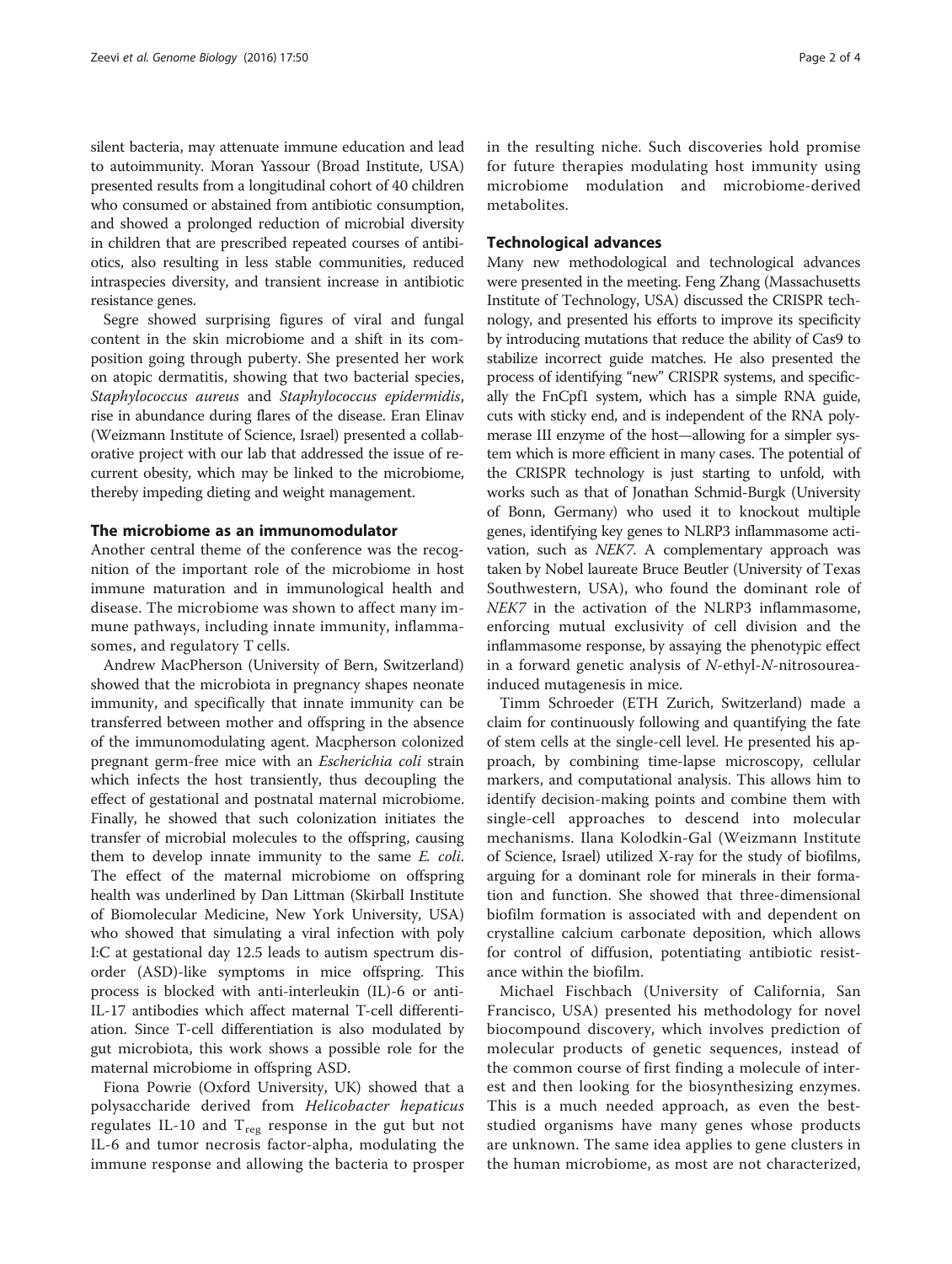silent bacteria, may attenuate immune education and lead to autoimmunity. Moran Yassour (Broad Institute, USA) presented results from a longitudinal cohort of 40 children who consumed or abstained from antibiotic consumption, and showed a prolonged reduction of microbial diversity in children that are prescribed repeated courses of antibiotics, also resulting in less stable communities, reduced intraspecies diversity, and transient increase in antibiotic resistance genes.

Segre showed surprising figures of viral and fungal content in the skin microbiome and a shift in its composition going through puberty. She presented her work on atopic dermatitis, showing that two bacterial species, *Staphylococcus aureus* and *Staphylococcus epidermidis*, rise in abundance during flares of the disease. Eran Elinav (Weizmann Institute of Science, Israel) presented a collaborative project with our lab that addressed the issue of recurrent obesity, which may be linked to the microbiome, thereby impeding dieting and weight management.

## The microbiome as an immunomodulator

Another central theme of the conference was the recognition of the important role of the microbiome in host immune maturation and in immunological health and disease. The microbiome was shown to affect many immune pathways, including innate immunity, inflammasomes, and regulatory T cells.

Andrew MacPherson (University of Bern, Switzerland) showed that the microbiota in pregnancy shapes neonate immunity, and specifically that innate immunity can be transferred between mother and offspring in the absence of the immunomodulating agent. Macpherson colonized pregnant germ-free mice with an *Escherichia coli* strain which infects the host transiently, thus decoupling the effect of gestational and postnatal maternal microbiome. Finally, he showed that such colonization initiates the transfer of microbial molecules to the offspring, causing them to develop innate immunity to the same *E. coli*. The effect of the maternal microbiome on offspring health was underlined by Dan Littman (Skirball Institute of Biomolecular Medicine, New York University, USA) who showed that simulating a viral infection with poly I:C at gestational day 12.5 leads to autism spectrum disorder (ASD)-like symptoms in mice offspring. This process is blocked with anti-interleukin (IL)-6 or anti-IL-17 antibodies which affect maternal T-cell differentiation. Since T-cell differentiation is also modulated by gut microbiota, this work shows a possible role for the maternal microbiome in offspring ASD.

Fiona Powrie (Oxford University, UK) showed that a polysaccharide derived from *Helicobacter hepaticus* regulates IL-10 and $T_{reg}$ response in the gut but not IL-6 and tumor necrosis factor-alpha, modulating the immune response and allowing the bacteria to prosper in the resulting niche. Such discoveries hold promise for future therapies modulating host immunity using microbiome modulation and microbiome-derived metabolites.

## Technological advances

Many new methodological and technological advances were presented in the meeting. Feng Zhang (Massachusetts Institute of Technology, USA) discussed the CRISPR technology, and presented his efforts to improve its specificity by introducing mutations that reduce the ability of Cas9 to stabilize incorrect guide matches. He also presented the process of identifying "new" CRISPR systems, and specifically the FnCpf1 system, which has a simple RNA guide, cuts with sticky end, and is independent of the RNA polymerase III enzyme of the host—allowing for a simpler system which is more efficient in many cases. The potential of the CRISPR technology is just starting to unfold, with works such as that of Jonathan Schmid-Burgk (University of Bonn, Germany) who used it to knockout multiple genes, identifying key genes to NLRP3 inflammasome activation, such as *NEK7*. A complementary approach was taken by Nobel laureate Bruce Beutler (University of Texas Southwestern, USA), who found the dominant role of *NEK7* in the activation of the NLRP3 inflammasome, enforcing mutual exclusivity of cell division and the inflammasome response, by assaying the phenotypic effect in a forward genetic analysis of *N*-ethyl-*N*-nitrosourea-induced mutagenesis in mice.

Timm Schroeder (ETH Zurich, Switzerland) made a claim for continuously following and quantifying the fate of stem cells at the single-cell level. He presented his approach, by combining time-lapse microscopy, cellular markers, and computational analysis. This allows him to identify decision-making points and combine them with single-cell approaches to descend into molecular mechanisms. Ilana Kolodkin-Gal (Weizmann Institute of Science, Israel) utilized X-ray for the study of biofilms, arguing for a dominant role for minerals in their formation and function. She showed that three-dimensional biofilm formation is associated with and dependent on crystalline calcium carbonate deposition, which allows for control of diffusion, potentiating antibiotic resistance within the biofilm.

Michael Fischbach (University of California, San Francisco, USA) presented his methodology for novel biocompound discovery, which involves prediction of molecular products of genetic sequences, instead of the common course of first finding a molecule of interest and then looking for the biosynthesizing enzymes. This is a much needed approach, as even the best-studied organisms have many genes whose products are unknown. The same idea applies to gene clusters in the human microbiome, as most are not characterized,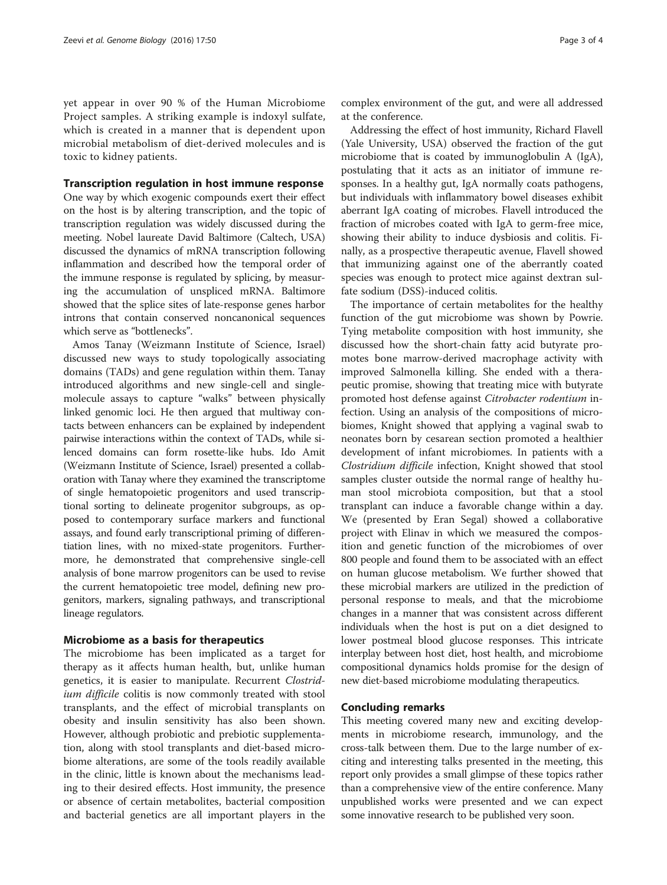yet appear in over 90 % of the Human Microbiome Project samples. A striking example is indoxyl sulfate, which is created in a manner that is dependent upon microbial metabolism of diet-derived molecules and is toxic to kidney patients.

## Transcription regulation in host immune response

One way by which exogenic compounds exert their effect on the host is by altering transcription, and the topic of transcription regulation was widely discussed during the meeting. Nobel laureate David Baltimore (Caltech, USA) discussed the dynamics of mRNA transcription following inflammation and described how the temporal order of the immune response is regulated by splicing, by measuring the accumulation of unspliced mRNA. Baltimore showed that the splice sites of late-response genes harbor introns that contain conserved noncanonical sequences which serve as "bottlenecks".

Amos Tanay (Weizmann Institute of Science, Israel) discussed new ways to study topologically associating domains (TADs) and gene regulation within them. Tanay introduced algorithms and new single-cell and single-molecule assays to capture "walks" between physically linked genomic loci. He then argued that multiway contacts between enhancers can be explained by independent pairwise interactions within the context of TADs, while silenced domains can form rosette-like hubs. Ido Amit (Weizmann Institute of Science, Israel) presented a collaboration with Tanay where they examined the transcriptome of single hematopoietic progenitors and used transcriptional sorting to delineate progenitor subgroups, as opposed to contemporary surface markers and functional assays, and found early transcriptional priming of differentiation lines, with no mixed-state progenitors. Furthermore, he demonstrated that comprehensive single-cell analysis of bone marrow progenitors can be used to revise the current hematopoietic tree model, defining new progenitors, markers, signaling pathways, and transcriptional lineage regulators.

## Microbiome as a basis for therapeutics

The microbiome has been implicated as a target for therapy as it affects human health, but, unlike human genetics, it is easier to manipulate. Recurrent *Clostridium difficile* colitis is now commonly treated with stool transplants, and the effect of microbial transplants on obesity and insulin sensitivity has also been shown. However, although probiotic and prebiotic supplementation, along with stool transplants and diet-based microbiome alterations, are some of the tools readily available in the clinic, little is known about the mechanisms leading to their desired effects. Host immunity, the presence or absence of certain metabolites, bacterial composition and bacterial genetics are all important players in the complex environment of the gut, and were all addressed at the conference.

Addressing the effect of host immunity, Richard Flavell (Yale University, USA) observed the fraction of the gut microbiome that is coated by immunoglobulin A (IgA), postulating that it acts as an initiator of immune responses. In a healthy gut, IgA normally coats pathogens, but individuals with inflammatory bowel diseases exhibit aberrant IgA coating of microbes. Flavell introduced the fraction of microbes coated with IgA to germ-free mice, showing their ability to induce dysbiosis and colitis. Finally, as a prospective therapeutic avenue, Flavell showed that immunizing against one of the aberrantly coated species was enough to protect mice against dextran sulfate sodium (DSS)-induced colitis.

The importance of certain metabolites for the healthy function of the gut microbiome was shown by Powrie. Tying metabolite composition with host immunity, she discussed how the short-chain fatty acid butyrate promotes bone marrow-derived macrophage activity with improved Salmonella killing. She ended with a therapeutic promise, showing that treating mice with butyrate promoted host defense against *Citrobacter rodentium* infection. Using an analysis of the compositions of microbiomes, Knight showed that applying a vaginal swab to neonates born by cesarean section promoted a healthier development of infant microbiomes. In patients with a *Clostridium difficile* infection, Knight showed that stool samples cluster outside the normal range of healthy human stool microbiota composition, but that a stool transplant can induce a favorable change within a day. We (presented by Eran Segal) showed a collaborative project with Elinav in which we measured the composition and genetic function of the microbiomes of over 800 people and found them to be associated with an effect on human glucose metabolism. We further showed that these microbial markers are utilized in the prediction of personal response to meals, and that the microbiome changes in a manner that was consistent across different individuals when the host is put on a diet designed to lower postmeal blood glucose responses. This intricate interplay between host diet, host health, and microbiome compositional dynamics holds promise for the design of new diet-based microbiome modulating therapeutics.

## Concluding remarks

This meeting covered many new and exciting developments in microbiome research, immunology, and the cross-talk between them. Due to the large number of exciting and interesting talks presented in the meeting, this report only provides a small glimpse of these topics rather than a comprehensive view of the entire conference. Many unpublished works were presented and we can expect some innovative research to be published very soon.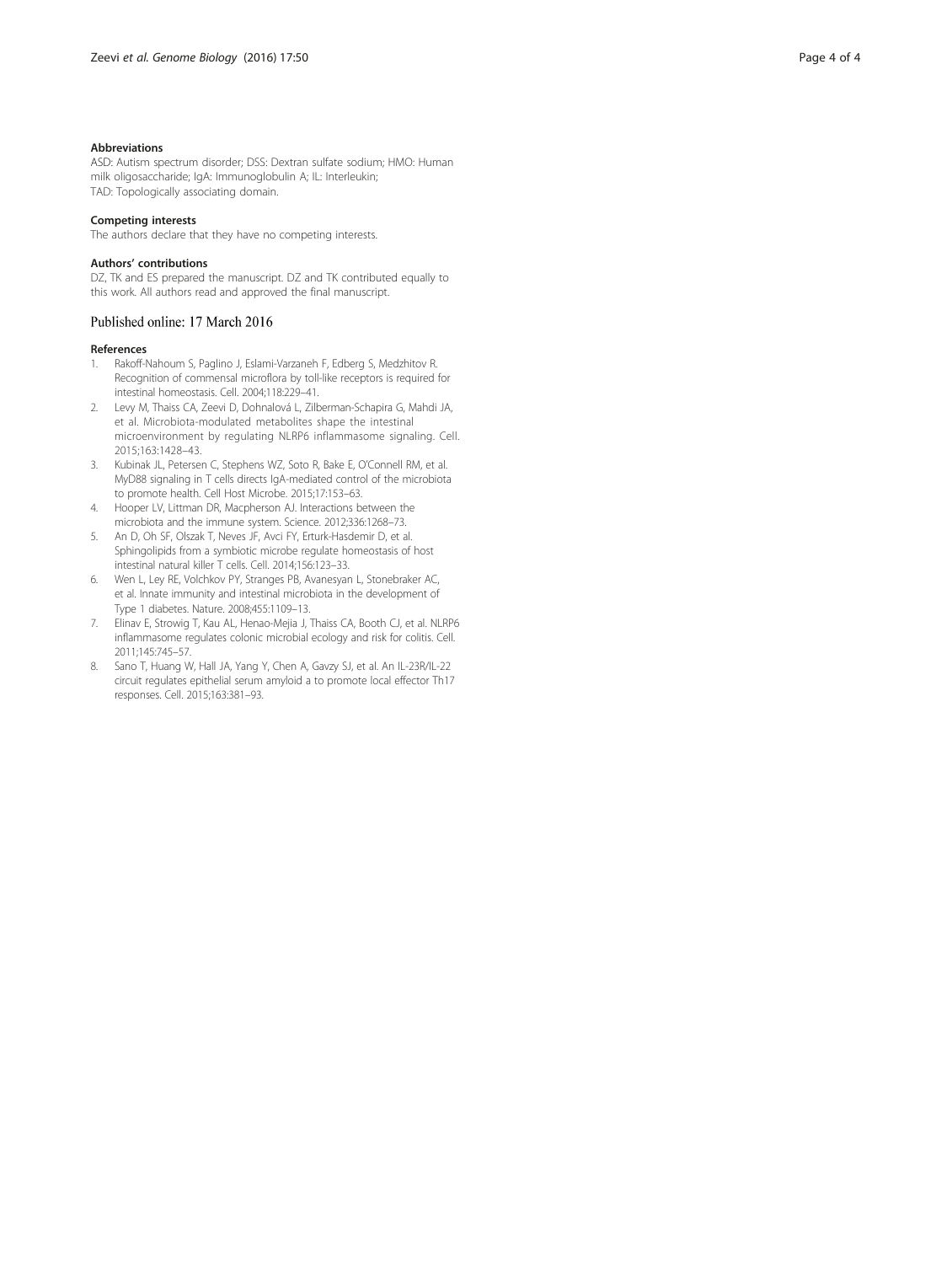### Abbreviations

ASD: Autism spectrum disorder; DSS: Dextran sulfate sodium; HMO: Human milk oligosaccharide; IgA: Immunoglobulin A; IL: Interleukin; TAD: Topologically associating domain.

### Competing interests

The authors declare that they have no competing interests.

### Authors' contributions

DZ, TK and ES prepared the manuscript. DZ and TK contributed equally to this work. All authors read and approved the final manuscript.

Published online: 17 March 2016

### References

1. Rakoff-Nahoum S, Paglino J, Eslami-Varzaneh F, Edberg S, Medzhitov R. Recognition of commensal microflora by toll-like receptors is required for intestinal homeostasis. Cell. 2004;118:229–41.
2. Levy M, Thaiss CA, Zeevi D, Dohnalová L, Zilberman-Schapira G, Mahdi JA, et al. Microbiota-modulated metabolites shape the intestinal microenvironment by regulating NLRP6 inflammasome signaling. Cell. 2015;163:1428–43.
3. Kubinak JL, Petersen C, Stephens WZ, Soto R, Bake E, O'Connell RM, et al. MyD88 signaling in T cells directs IgA-mediated control of the microbiota to promote health. Cell Host Microbe. 2015;17:153–63.
4. Hooper LV, Littman DR, Macpherson AJ. Interactions between the microbiota and the immune system. Science. 2012;336:1268–73.
5. An D, Oh SF, Olszak T, Neves JF, Avci FY, Erturk-Hasdemir D, et al. Sphingolipids from a symbiotic microbe regulate homeostasis of host intestinal natural killer T cells. Cell. 2014;156:123–33.
6. Wen L, Ley RE, Volchkov PY, Stranges PB, Avanesyan L, Stonebraker AC, et al. Innate immunity and intestinal microbiota in the development of Type 1 diabetes. Nature. 2008;455:1109–13.
7. Elinav E, Strowig T, Kau AL, Henao-Mejia J, Thaiss CA, Booth CJ, et al. NLRP6 inflammasome regulates colonic microbial ecology and risk for colitis. Cell. 2011;145:745–57.
8. Sano T, Huang W, Hall JA, Yang Y, Chen A, Gavzy SJ, et al. An IL-23R/IL-22 circuit regulates epithelial serum amyloid a to promote local effector Th17 responses. Cell. 2015;163:381–93.